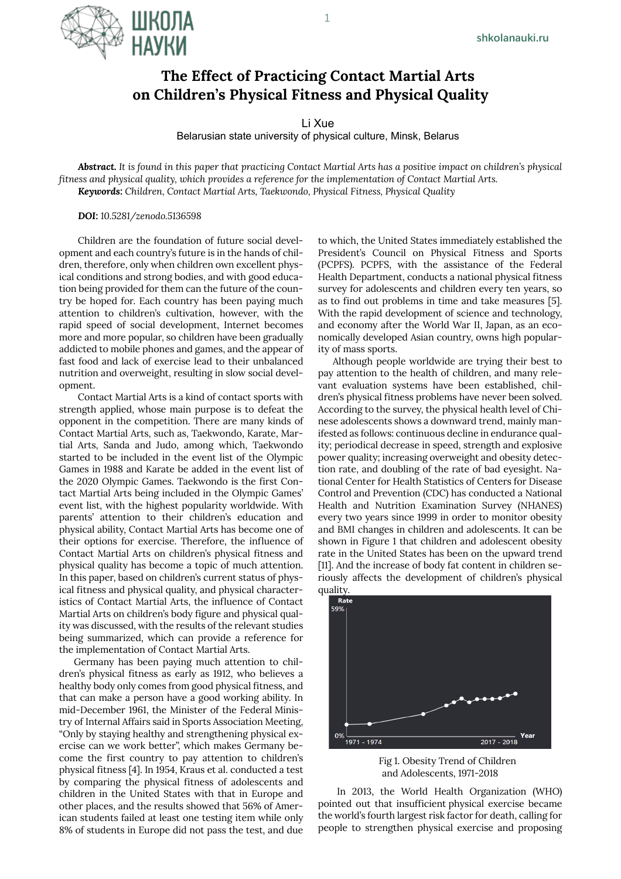# The Effect of Practicing Contact Martial Arts on Children's Physical Fitness and Physical Quality

Li Xue

Belarusian state university of physical culture, Minsk, Belarus

***Abstract.*** *It is found in this paper that practicing Contact Martial Arts has a positive impact on children's physical fitness and physical quality, which provides a reference for the implementation of Contact Martial Arts.*

***Keywords:*** *Children, Contact Martial Arts, Taekwondo, Physical Fitness, Physical Quality*

***DOI:*** *10.5281/zenodo.5136598*

Children are the foundation of future social development and each country's future is in the hands of children, therefore, only when children own excellent physical conditions and strong bodies, and with good education being provided for them can the future of the country be hoped for. Each country has been paying much attention to children's cultivation, however, with the rapid speed of social development, Internet becomes more and more popular, so children have been gradually addicted to mobile phones and games, and the appear of fast food and lack of exercise lead to their unbalanced nutrition and overweight, resulting in slow social development.

Contact Martial Arts is a kind of contact sports with strength applied, whose main purpose is to defeat the opponent in the competition. There are many kinds of Contact Martial Arts, such as, Taekwondo, Karate, Martial Arts, Sanda and Judo, among which, Taekwondo started to be included in the event list of the Olympic Games in 1988 and Karate be added in the event list of the 2020 Olympic Games. Taekwondo is the first Contact Martial Arts being included in the Olympic Games' event list, with the highest popularity worldwide. With parents' attention to their children's education and physical ability, Contact Martial Arts has become one of their options for exercise. Therefore, the influence of Contact Martial Arts on children's physical fitness and physical quality has become a topic of much attention. In this paper, based on children's current status of physical fitness and physical quality, and physical characteristics of Contact Martial Arts, the influence of Contact Martial Arts on children's body figure and physical quality was discussed, with the results of the relevant studies being summarized, which can provide a reference for the implementation of Contact Martial Arts.

Germany has been paying much attention to children's physical fitness as early as 1912, who believes a healthy body only comes from good physical fitness, and that can make a person have a good working ability. In mid-December 1961, the Minister of the Federal Ministry of Internal Affairs said in Sports Association Meeting, "Only by staying healthy and strengthening physical exercise can we work better", which makes Germany become the first country to pay attention to children's physical fitness [4]. In 1954, Kraus et al. conducted a test by comparing the physical fitness of adolescents and children in the United States with that in Europe and other places, and the results showed that 56% of American students failed at least one testing item while only 8% of students in Europe did not pass the test, and due to which, the United States immediately established the President's Council on Physical Fitness and Sports (PCPFS). PCPFS, with the assistance of the Federal Health Department, conducts a national physical fitness survey for adolescents and children every ten years, so as to find out problems in time and take measures [5]. With the rapid development of science and technology, and economy after the World War II, Japan, as an economically developed Asian country, owns high popularity of mass sports.

Although people worldwide are trying their best to pay attention to the health of children, and many relevant evaluation systems have been established, children's physical fitness problems have never been solved. According to the survey, the physical health level of Chinese adolescents shows a downward trend, mainly manifested as follows: continuous decline in endurance quality; periodical decrease in speed, strength and explosive power quality; increasing overweight and obesity detection rate, and doubling of the rate of bad eyesight. National Center for Health Statistics of Centers for Disease Control and Prevention (CDC) has conducted a National Health and Nutrition Examination Survey (NHANES) every two years since 1999 in order to monitor obesity and BMI changes in children and adolescents. It can be shown in Figure 1 that children and adolescent obesity rate in the United States has been on the upward trend [11]. And the increase of body fat content in children seriously affects the development of children's physical quality.

Fig 1. Obesity Trend of Children and Adolescents, 1971-2018

In 2013, the World Health Organization (WHO) pointed out that insufficient physical exercise became the world's fourth largest risk factor for death, calling for people to strengthen physical exercise and proposing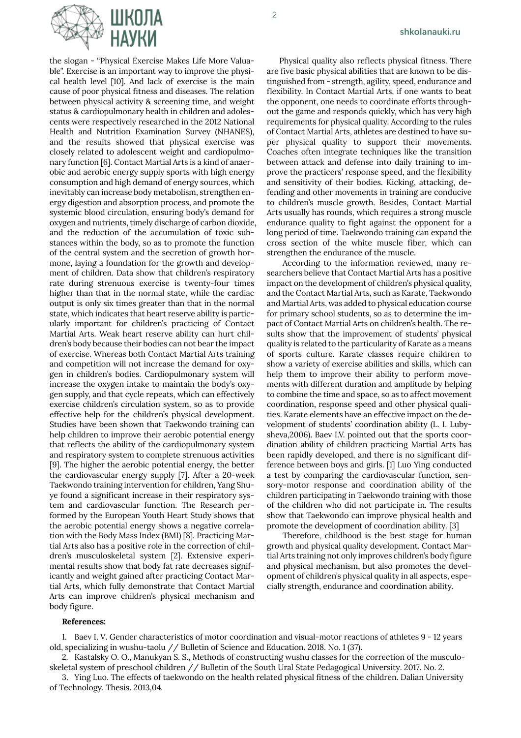the slogan - "Physical Exercise Makes Life More Valuable". Exercise is an important way to improve the physical health level [10]. And lack of exercise is the main cause of poor physical fitness and diseases. The relation between physical activity & screening time, and weight status & cardiopulmonary health in children and adolescents were respectively researched in the 2012 National Health and Nutrition Examination Survey (NHANES), and the results showed that physical exercise was closely related to adolescent weight and cardiopulmonary function [6]. Contact Martial Arts is a kind of anaerobic and aerobic energy supply sports with high energy consumption and high demand of energy sources, which inevitably can increase body metabolism, strengthen energy digestion and absorption process, and promote the systemic blood circulation, ensuring body's demand for oxygen and nutrients, timely discharge of carbon dioxide, and the reduction of the accumulation of toxic substances within the body, so as to promote the function of the central system and the secretion of growth hormone, laying a foundation for the growth and development of children. Data show that children's respiratory rate during strenuous exercise is twenty-four times higher than that in the normal state, while the cardiac output is only six times greater than that in the normal state, which indicates that heart reserve ability is particularly important for children's practicing of Contact Martial Arts. Weak heart reserve ability can hurt children's body because their bodies can not bear the impact of exercise. Whereas both Contact Martial Arts training and competition will not increase the demand for oxygen in children's bodies. Cardiopulmonary system will increase the oxygen intake to maintain the body's oxygen supply, and that cycle repeats, which can effectively exercise children's circulation system, so as to provide effective help for the children's physical development. Studies have been shown that Taekwondo training can help children to improve their aerobic potential energy that reflects the ability of the cardiopulmonary system and respiratory system to complete strenuous activities [9]. The higher the aerobic potential energy, the better the cardiovascular energy supply [7]. After a 20-week Taekwondo training intervention for children, Yang Shuye found a significant increase in their respiratory system and cardiovascular function. The Research performed by the European Youth Heart Study shows that the aerobic potential energy shows a negative correlation with the Body Mass Index (BMI) [8]. Practicing Martial Arts also has a positive role in the correction of children's musculoskeletal system [2]. Extensive experimental results show that body fat rate decreases significantly and weight gained after practicing Contact Martial Arts, which fully demonstrate that Contact Martial Arts can improve children's physical mechanism and body figure.

Physical quality also reflects physical fitness. There are five basic physical abilities that are known to be distinguished from - strength, agility, speed, endurance and flexibility. In Contact Martial Arts, if one wants to beat the opponent, one needs to coordinate efforts throughout the game and responds quickly, which has very high requirements for physical quality. According to the rules of Contact Martial Arts, athletes are destined to have super physical quality to support their movements. Coaches often integrate techniques like the transition between attack and defense into daily training to improve the practicers' response speed, and the flexibility and sensitivity of their bodies. Kicking, attacking, defending and other movements in training are conducive to children's muscle growth. Besides, Contact Martial Arts usually has rounds, which requires a strong muscle endurance quality to fight against the opponent for a long period of time. Taekwondo training can expand the cross section of the white muscle fiber, which can strengthen the endurance of the muscle.

According to the information reviewed, many researchers believe that Contact Martial Arts has a positive impact on the development of children's physical quality, and the Contact Martial Arts, such as Karate, Taekwondo and Martial Arts, was added to physical education course for primary school students, so as to determine the impact of Contact Martial Arts on children's health. The results show that the improvement of students' physical quality is related to the particularity of Karate as a means of sports culture. Karate classes require children to show a variety of exercise abilities and skills, which can help them to improve their ability to perform movements with different duration and amplitude by helping to combine the time and space, so as to affect movement coordination, response speed and other physical qualities. Karate elements have an effective impact on the development of students' coordination ability (L. I. Lubysheva,2006). Baev I.V. pointed out that the sports coordination ability of children practicing Martial Arts has been rapidly developed, and there is no significant difference between boys and girls. [1] Luo Ying conducted a test by comparing the cardiovascular function, sensory-motor response and coordination ability of the children participating in Taekwondo training with those of the children who did not participate in. The results show that Taekwondo can improve physical health and promote the development of coordination ability. [3]

Therefore, childhood is the best stage for human growth and physical quality development. Contact Martial Arts training not only improves children's body figure and physical mechanism, but also promotes the development of children's physical quality in all aspects, especially strength, endurance and coordination ability.

**References:**

1. Baev I. V. Gender characteristics of motor coordination and visual-motor reactions of athletes 9 - 12 years old, specializing in wushu-taolu // Bulletin of Science and Education. 2018. No. 1 (37).
2. Kastalsky O. O., Manukyan S. S., Methods of constructing wushu classes for the correction of the musculoskeletal system of preschool children // Bulletin of the South Ural State Pedagogical University. 2017. No. 2.
3. Ying Luo. The effects of taekwondo on the health related physical fitness of the children. Dalian University of Technology. Thesis. 2013,04.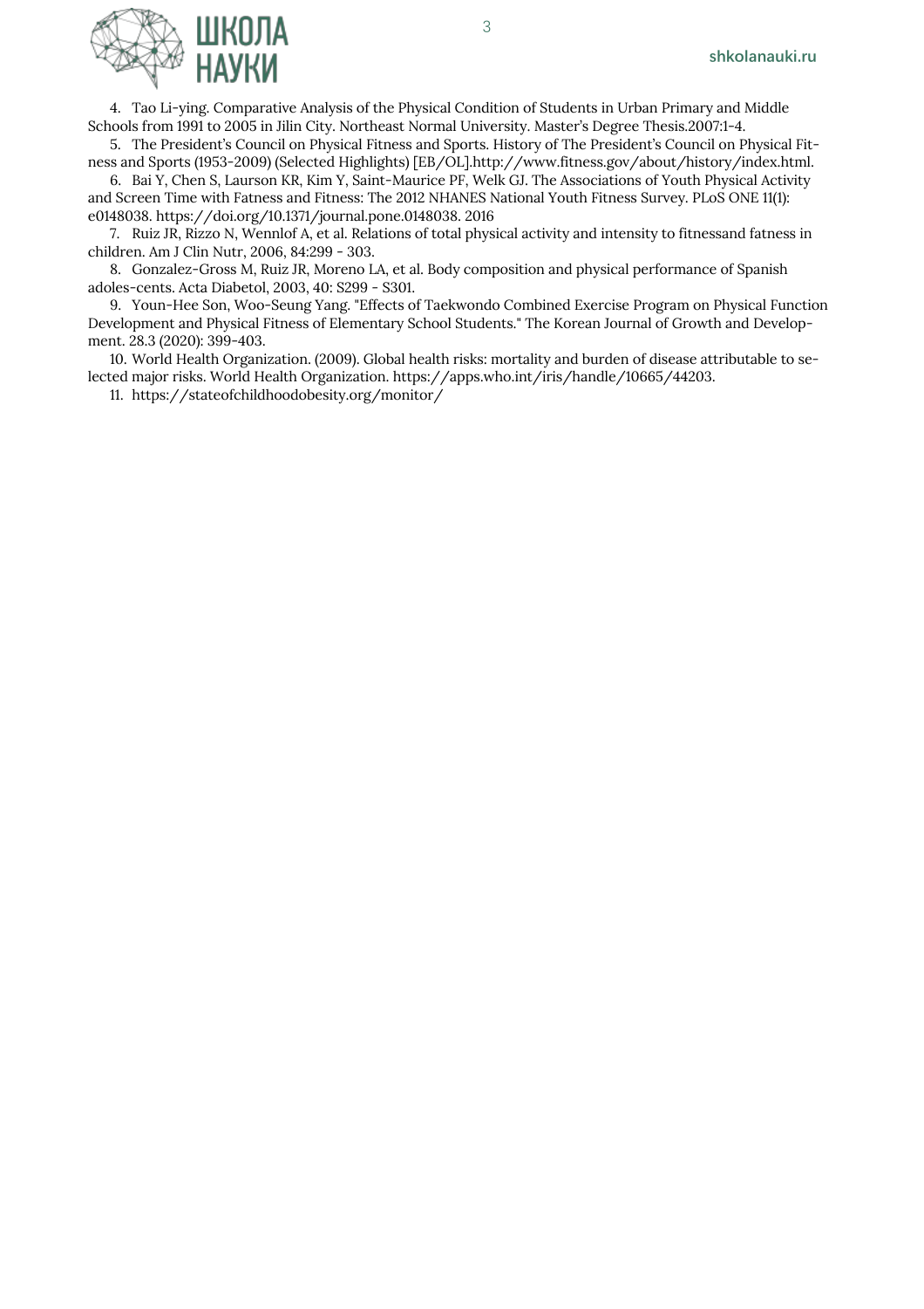4. Tao Li-ying. Comparative Analysis of the Physical Condition of Students in Urban Primary and Middle Schools from 1991 to 2005 in Jilin City. Northeast Normal University. Master's Degree Thesis.2007:1-4.
5. The President's Council on Physical Fitness and Sports. History of The President's Council on Physical Fitness and Sports (1953-2009) (Selected Highlights) [EB/OL].http://www.fitness.gov/about/history/index.html.
6. Bai Y, Chen S, Laurson KR, Kim Y, Saint-Maurice PF, Welk GJ. The Associations of Youth Physical Activity and Screen Time with Fatness and Fitness: The 2012 NHANES National Youth Fitness Survey. PLoS ONE 11(1): e0148038. https://doi.org/10.1371/journal.pone.0148038. 2016
7. Ruiz JR, Rizzo N, Wennlof A, et al. Relations of total physical activity and intensity to fitnessand fatness in children. Am J Clin Nutr, 2006, 84:299 - 303.
8. Gonzalez-Gross M, Ruiz JR, Moreno LA, et al. Body composition and physical performance of Spanish adoles-cents. Acta Diabetol, 2003, 40: S299 - S301.
9. Youn-Hee Son, Woo-Seung Yang. "Effects of Taekwondo Combined Exercise Program on Physical Function Development and Physical Fitness of Elementary School Students." The Korean Journal of Growth and Development. 28.3 (2020): 399-403.
10. World Health Organization. (2009). Global health risks: mortality and burden of disease attributable to selected major risks. World Health Organization. https://apps.who.int/iris/handle/10665/44203.
11. https://stateofchildhoodobesity.org/monitor/